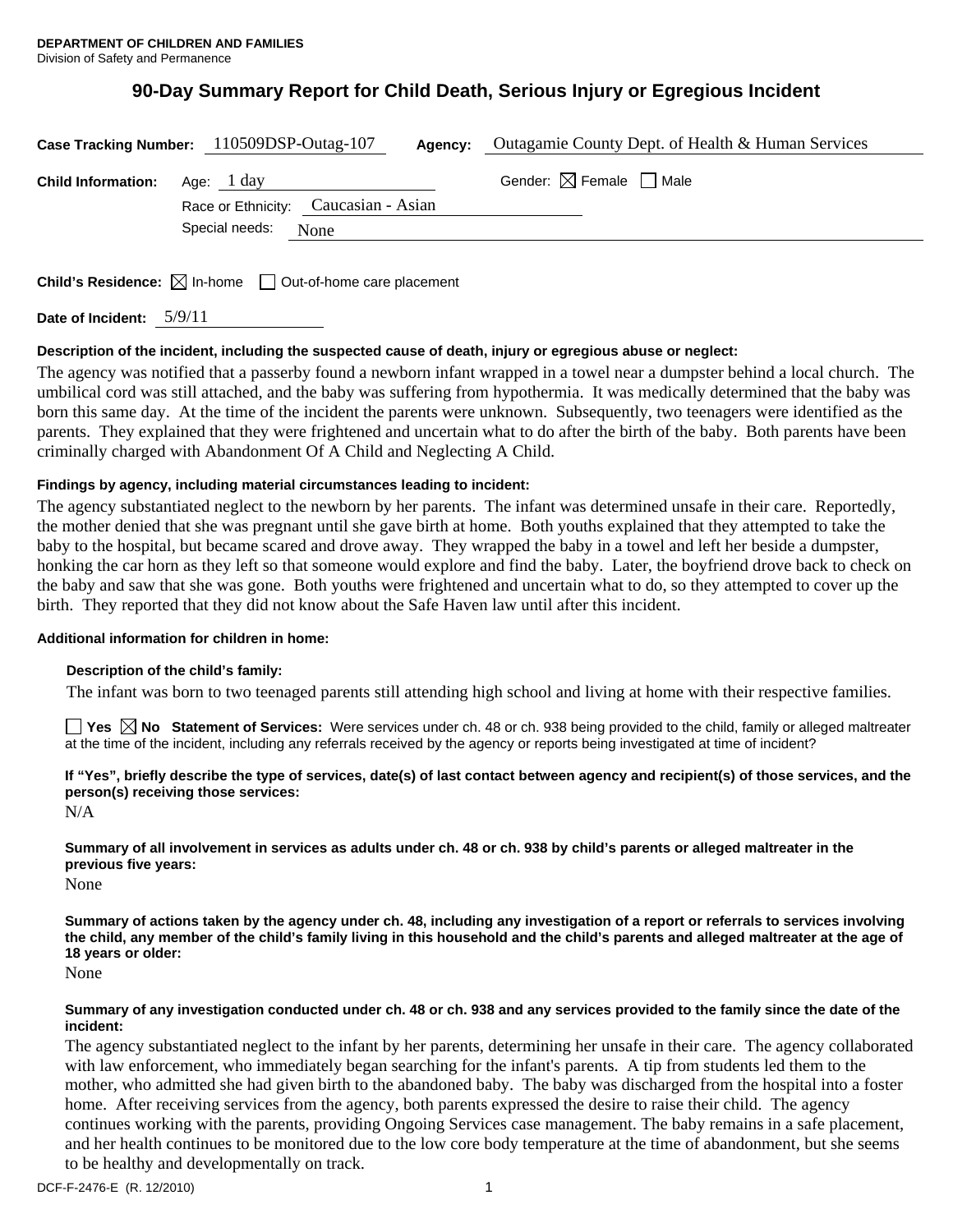**DEPARTMENT OF CHILDREN AND FAMILIES**
Division of Safety and Permanence

# 90-Day Summary Report for Child Death, Serious Injury or Egregious Incident

**Case Tracking Number:** 110509DSP-Outag-107 **Agency:** Outagamie County Dept. of Health & Human Services

**Child Information:** Age: 1 day Gender: ☒ Female ☐ Male

Race or Ethnicity: Caucasian - Asian

Special needs: None

**Child's Residence:** ☒ In-home ☐ Out-of-home care placement

**Date of Incident:** 5/9/11

**Description of the incident, including the suspected cause of death, injury or egregious abuse or neglect:**

The agency was notified that a passerby found a newborn infant wrapped in a towel near a dumpster behind a local church. The umbilical cord was still attached, and the baby was suffering from hypothermia. It was medically determined that the baby was born this same day. At the time of the incident the parents were unknown. Subsequently, two teenagers were identified as the parents. They explained that they were frightened and uncertain what to do after the birth of the baby. Both parents have been criminally charged with Abandonment Of A Child and Neglecting A Child.

**Findings by agency, including material circumstances leading to incident:**

The agency substantiated neglect to the newborn by her parents. The infant was determined unsafe in their care. Reportedly, the mother denied that she was pregnant until she gave birth at home. Both youths explained that they attempted to take the baby to the hospital, but became scared and drove away. They wrapped the baby in a towel and left her beside a dumpster, honking the car horn as they left so that someone would explore and find the baby. Later, the boyfriend drove back to check on the baby and saw that she was gone. Both youths were frightened and uncertain what to do, so they attempted to cover up the birth. They reported that they did not know about the Safe Haven law until after this incident.

**Additional information for children in home:**

**Description of the child's family:**

The infant was born to two teenaged parents still attending high school and living at home with their respective families.

☐ Yes ☒ No **Statement of Services:** Were services under ch. 48 or ch. 938 being provided to the child, family or alleged maltreater at the time of the incident, including any referrals received by the agency or reports being investigated at time of incident?

**If "Yes", briefly describe the type of services, date(s) of last contact between agency and recipient(s) of those services, and the person(s) receiving those services:**

N/A

**Summary of all involvement in services as adults under ch. 48 or ch. 938 by child's parents or alleged maltreater in the previous five years:**

None

**Summary of actions taken by the agency under ch. 48, including any investigation of a report or referrals to services involving the child, any member of the child's family living in this household and the child's parents and alleged maltreater at the age of 18 years or older:**

None

**Summary of any investigation conducted under ch. 48 or ch. 938 and any services provided to the family since the date of the incident:**

The agency substantiated neglect to the infant by her parents, determining her unsafe in their care. The agency collaborated with law enforcement, who immediately began searching for the infant's parents. A tip from students led them to the mother, who admitted she had given birth to the abandoned baby. The baby was discharged from the hospital into a foster home. After receiving services from the agency, both parents expressed the desire to raise their child. The agency continues working with the parents, providing Ongoing Services case management. The baby remains in a safe placement, and her health continues to be monitored due to the low core body temperature at the time of abandonment, but she seems to be healthy and developmentally on track.

DCF-F-2476-E (R. 12/2010)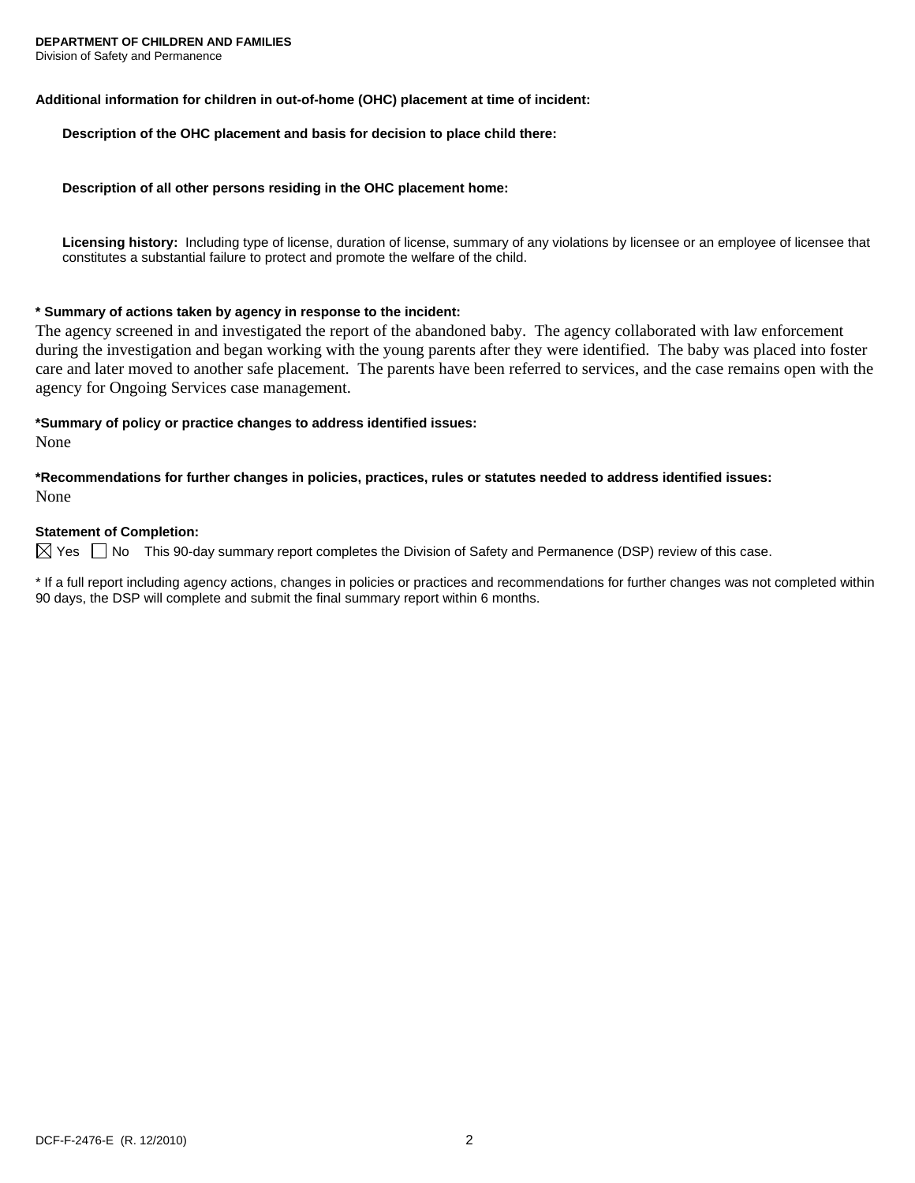**DEPARTMENT OF CHILDREN AND FAMILIES**
Division of Safety and Permanence

**Additional information for children in out-of-home (OHC) placement at time of incident:**

**Description of the OHC placement and basis for decision to place child there:**

**Description of all other persons residing in the OHC placement home:**

**Licensing history:** Including type of license, duration of license, summary of any violations by licensee or an employee of licensee that constitutes a substantial failure to protect and promote the welfare of the child.

**\* Summary of actions taken by agency in response to the incident:**

The agency screened in and investigated the report of the abandoned baby. The agency collaborated with law enforcement during the investigation and began working with the young parents after they were identified. The baby was placed into foster care and later moved to another safe placement. The parents have been referred to services, and the case remains open with the agency for Ongoing Services case management.

**\*Summary of policy or practice changes to address identified issues:**

None

**\*Recommendations for further changes in policies, practices, rules or statutes needed to address identified issues:**

None

**Statement of Completion:**

☒ Yes ☐ No This 90-day summary report completes the Division of Safety and Permanence (DSP) review of this case.

\* If a full report including agency actions, changes in policies or practices and recommendations for further changes was not completed within 90 days, the DSP will complete and submit the final summary report within 6 months.

DCF-F-2476-E (R. 12/2010)